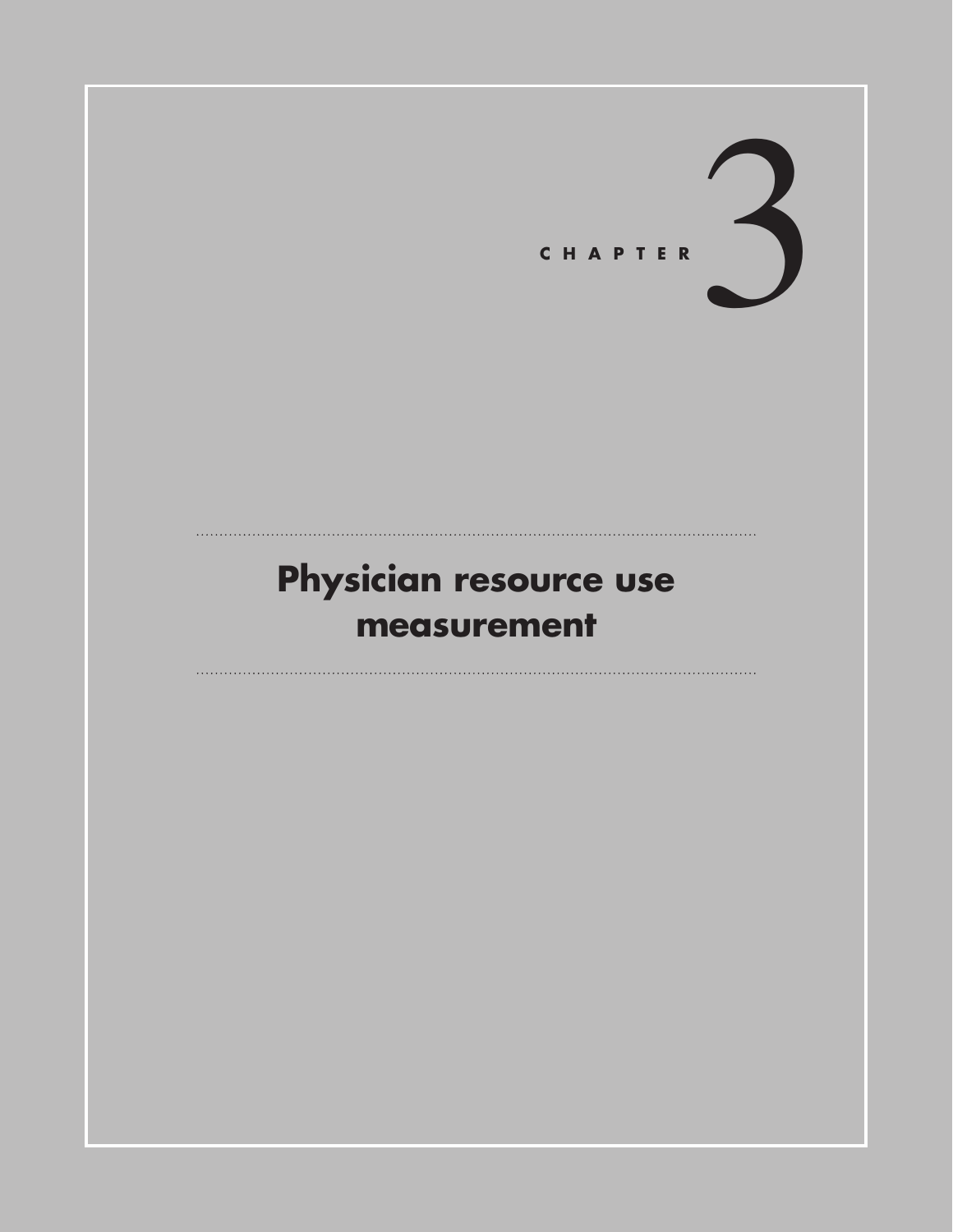CHAPTER 3

# Physician resource use measurement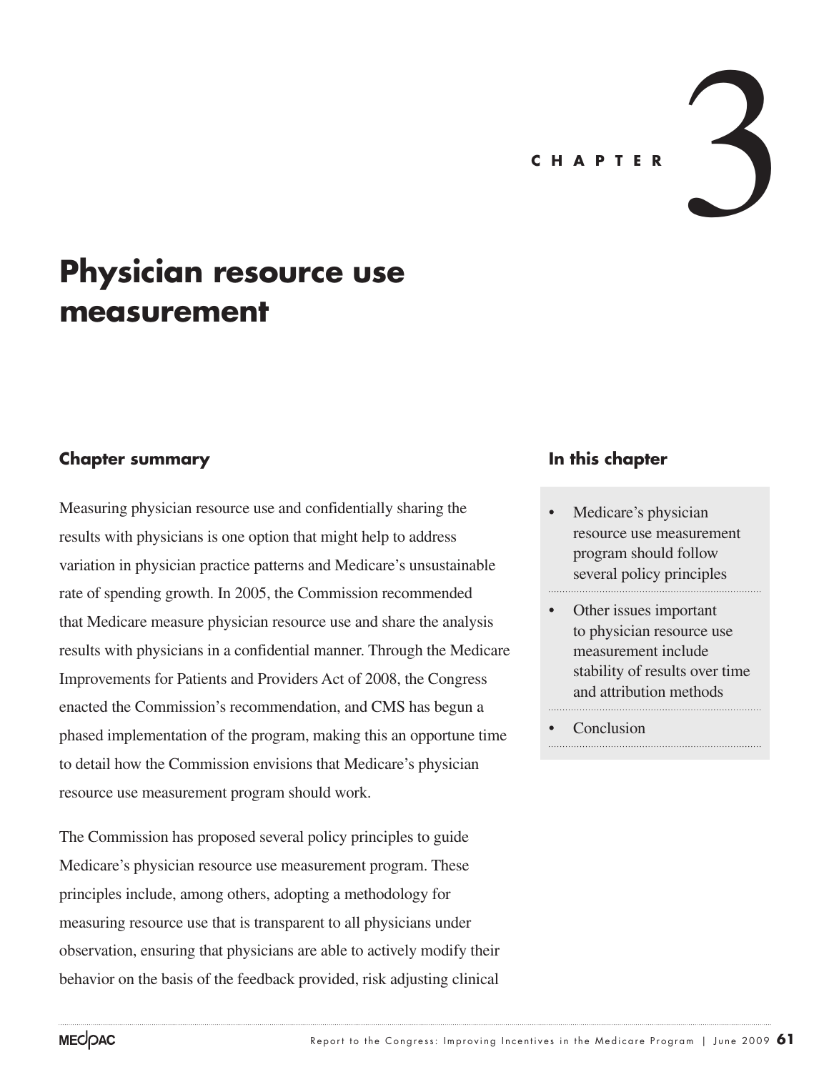CHAPTER 3

# Physician resource use measurement

## Chapter summary

Measuring physician resource use and confidentially sharing the results with physicians is one option that might help to address variation in physician practice patterns and Medicare's unsustainable rate of spending growth. In 2005, the Commission recommended that Medicare measure physician resource use and share the analysis results with physicians in a confidential manner. Through the Medicare Improvements for Patients and Providers Act of 2008, the Congress enacted the Commission's recommendation, and CMS has begun a phased implementation of the program, making this an opportune time to detail how the Commission envisions that Medicare's physician resource use measurement program should work.

The Commission has proposed several policy principles to guide Medicare's physician resource use measurement program. These principles include, among others, adopting a methodology for measuring resource use that is transparent to all physicians under observation, ensuring that physicians are able to actively modify their behavior on the basis of the feedback provided, risk adjusting clinical

## In this chapter

- Medicare's physician resource use measurement program should follow several policy principles
- Other issues important to physician resource use measurement include stability of results over time and attribution methods
- Conclusion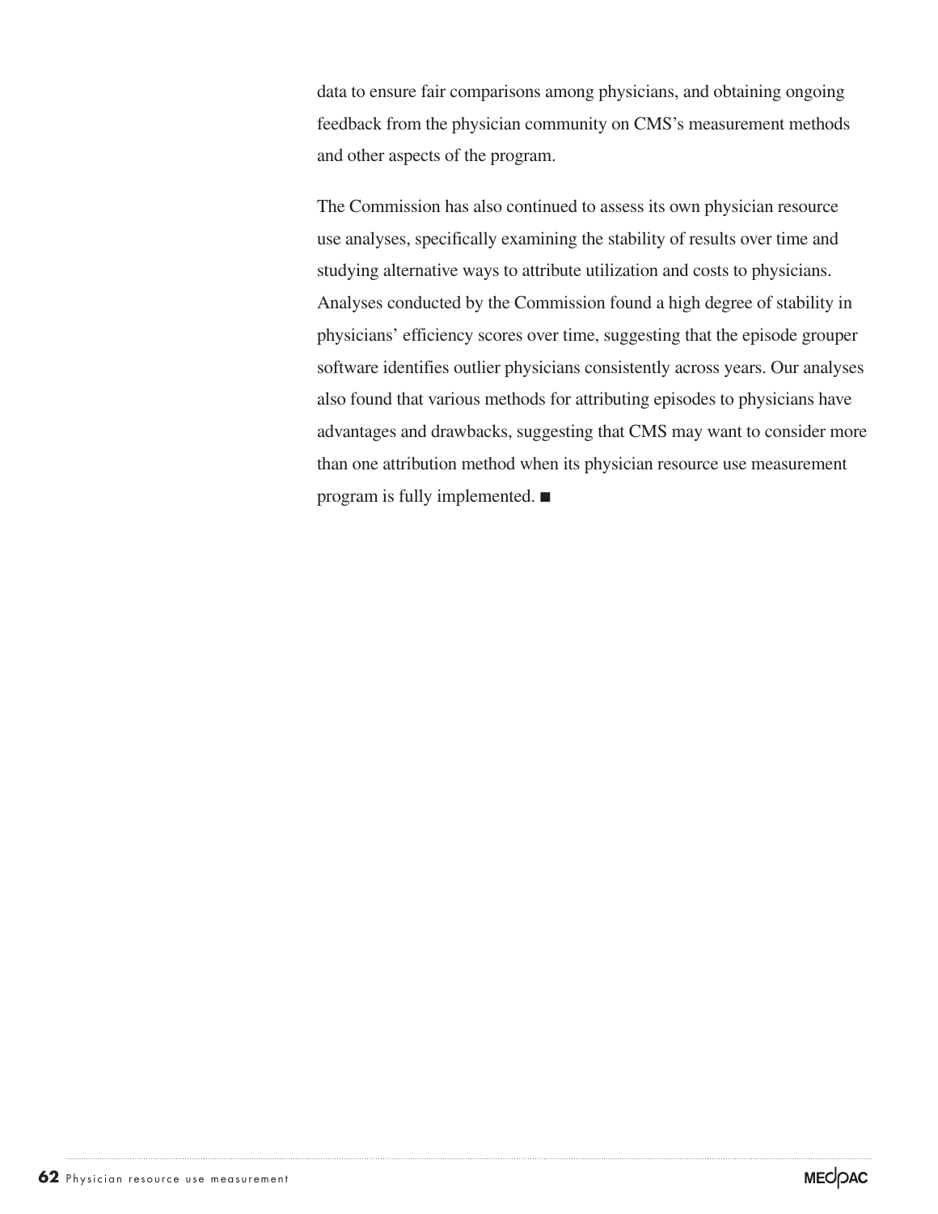data to ensure fair comparisons among physicians, and obtaining ongoing feedback from the physician community on CMS's measurement methods and other aspects of the program.

The Commission has also continued to assess its own physician resource use analyses, specifically examining the stability of results over time and studying alternative ways to attribute utilization and costs to physicians. Analyses conducted by the Commission found a high degree of stability in physicians' efficiency scores over time, suggesting that the episode grouper software identifies outlier physicians consistently across years. Our analyses also found that various methods for attributing episodes to physicians have advantages and drawbacks, suggesting that CMS may want to consider more than one attribution method when its physician resource use measurement program is fully implemented. ■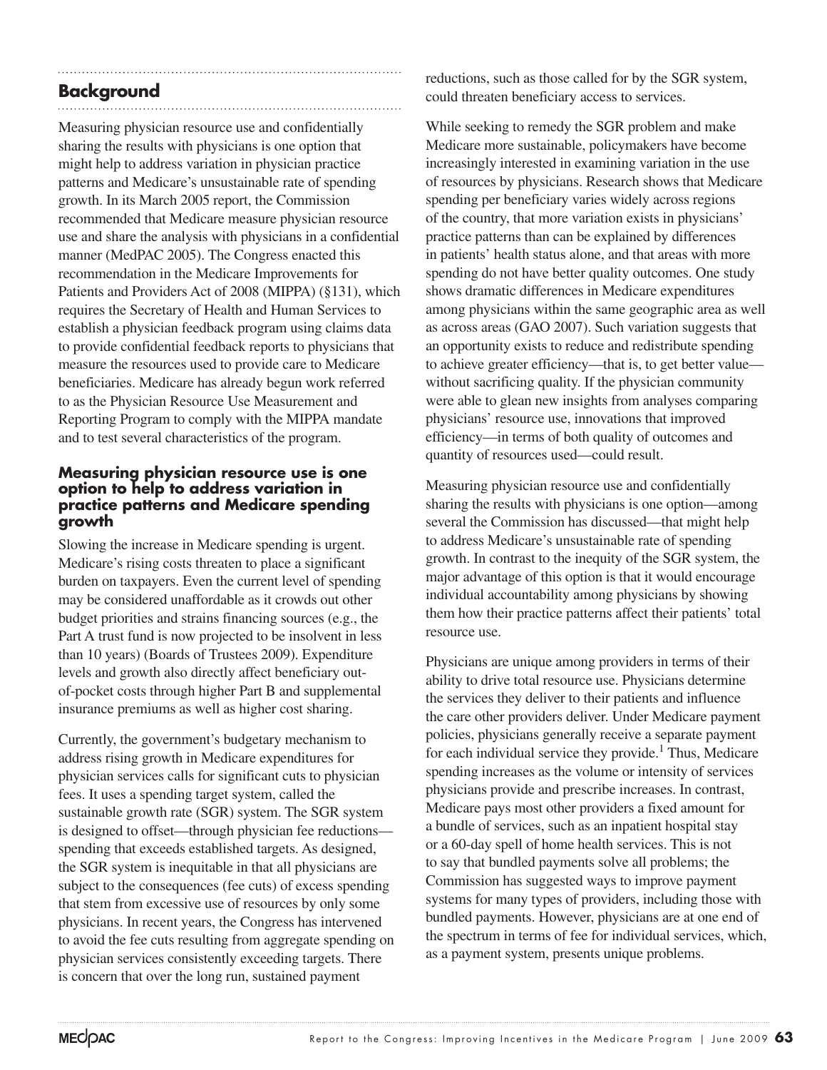## Background

Measuring physician resource use and confidentially sharing the results with physicians is one option that might help to address variation in physician practice patterns and Medicare's unsustainable rate of spending growth. In its March 2005 report, the Commission recommended that Medicare measure physician resource use and share the analysis with physicians in a confidential manner (MedPAC 2005). The Congress enacted this recommendation in the Medicare Improvements for Patients and Providers Act of 2008 (MIPPA) (§131), which requires the Secretary of Health and Human Services to establish a physician feedback program using claims data to provide confidential feedback reports to physicians that measure the resources used to provide care to Medicare beneficiaries. Medicare has already begun work referred to as the Physician Resource Use Measurement and Reporting Program to comply with the MIPPA mandate and to test several characteristics of the program.

### Measuring physician resource use is one option to help to address variation in practice patterns and Medicare spending growth

Slowing the increase in Medicare spending is urgent. Medicare's rising costs threaten to place a significant burden on taxpayers. Even the current level of spending may be considered unaffordable as it crowds out other budget priorities and strains financing sources (e.g., the Part A trust fund is now projected to be insolvent in less than 10 years) (Boards of Trustees 2009). Expenditure levels and growth also directly affect beneficiary out-of-pocket costs through higher Part B and supplemental insurance premiums as well as higher cost sharing.

Currently, the government's budgetary mechanism to address rising growth in Medicare expenditures for physician services calls for significant cuts to physician fees. It uses a spending target system, called the sustainable growth rate (SGR) system. The SGR system is designed to offset—through physician fee reductions—spending that exceeds established targets. As designed, the SGR system is inequitable in that all physicians are subject to the consequences (fee cuts) of excess spending that stem from excessive use of resources by only some physicians. In recent years, the Congress has intervened to avoid the fee cuts resulting from aggregate spending on physician services consistently exceeding targets. There is concern that over the long run, sustained payment reductions, such as those called for by the SGR system, could threaten beneficiary access to services.

While seeking to remedy the SGR problem and make Medicare more sustainable, policymakers have become increasingly interested in examining variation in the use of resources by physicians. Research shows that Medicare spending per beneficiary varies widely across regions of the country, that more variation exists in physicians' practice patterns than can be explained by differences in patients' health status alone, and that areas with more spending do not have better quality outcomes. One study shows dramatic differences in Medicare expenditures among physicians within the same geographic area as well as across areas (GAO 2007). Such variation suggests that an opportunity exists to reduce and redistribute spending to achieve greater efficiency—that is, to get better value—without sacrificing quality. If the physician community were able to glean new insights from analyses comparing physicians' resource use, innovations that improved efficiency—in terms of both quality of outcomes and quantity of resources used—could result.

Measuring physician resource use and confidentially sharing the results with physicians is one option—among several the Commission has discussed—that might help to address Medicare's unsustainable rate of spending growth. In contrast to the inequity of the SGR system, the major advantage of this option is that it would encourage individual accountability among physicians by showing them how their practice patterns affect their patients' total resource use.

Physicians are unique among providers in terms of their ability to drive total resource use. Physicians determine the services they deliver to their patients and influence the care other providers deliver. Under Medicare payment policies, physicians generally receive a separate payment for each individual service they provide.[1] Thus, Medicare spending increases as the volume or intensity of services physicians provide and prescribe increases. In contrast, Medicare pays most other providers a fixed amount for a bundle of services, such as an inpatient hospital stay or a 60-day spell of home health services. This is not to say that bundled payments solve all problems; the Commission has suggested ways to improve payment systems for many types of providers, including those with bundled payments. However, physicians are at one end of the spectrum in terms of fee for individual services, which, as a payment system, presents unique problems.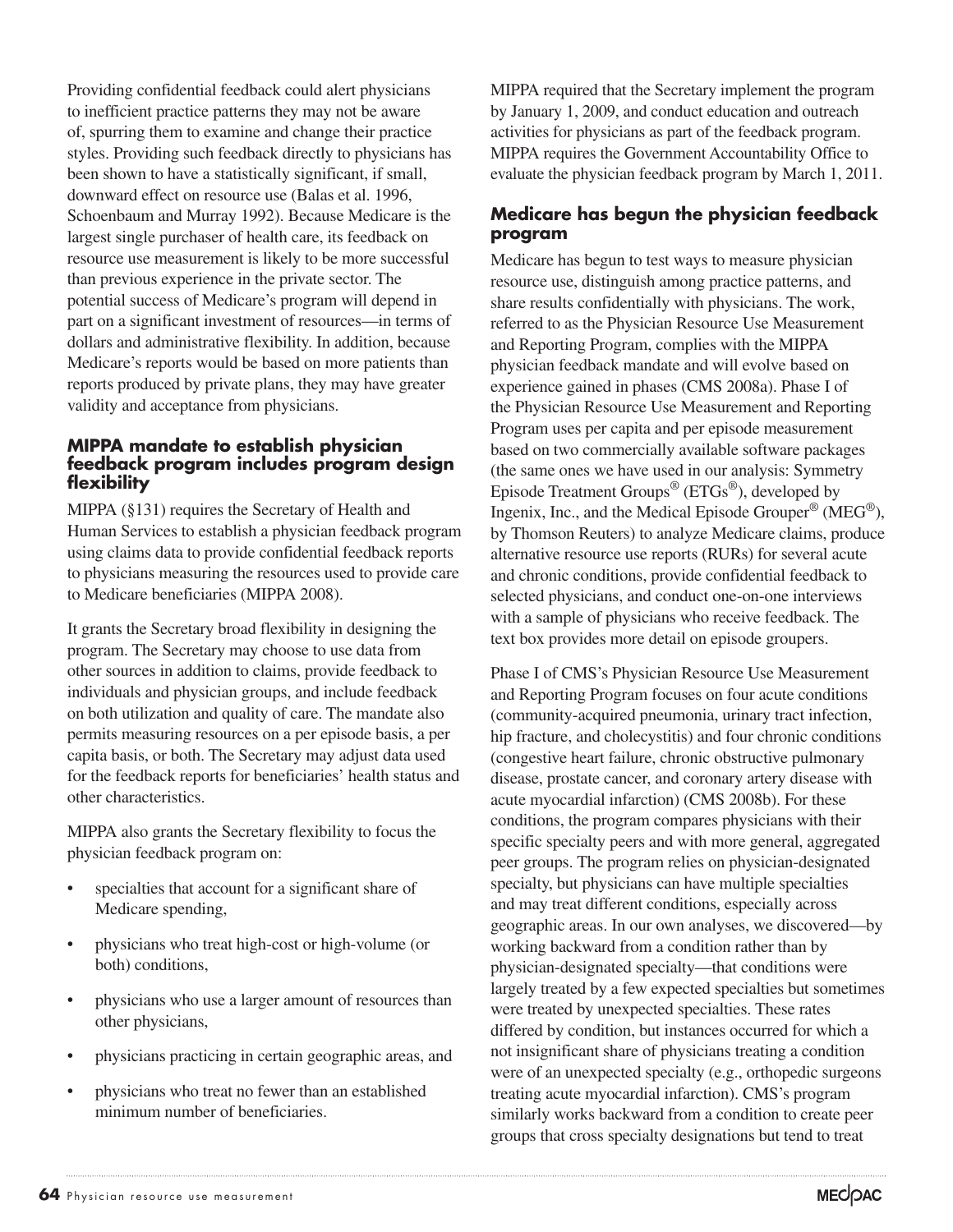Providing confidential feedback could alert physicians to inefficient practice patterns they may not be aware of, spurring them to examine and change their practice styles. Providing such feedback directly to physicians has been shown to have a statistically significant, if small, downward effect on resource use (Balas et al. 1996, Schoenbaum and Murray 1992). Because Medicare is the largest single purchaser of health care, its feedback on resource use measurement is likely to be more successful than previous experience in the private sector. The potential success of Medicare's program will depend in part on a significant investment of resources—in terms of dollars and administrative flexibility. In addition, because Medicare's reports would be based on more patients than reports produced by private plans, they may have greater validity and acceptance from physicians.

### MIPPA mandate to establish physician feedback program includes program design flexibility

MIPPA (§131) requires the Secretary of Health and Human Services to establish a physician feedback program using claims data to provide confidential feedback reports to physicians measuring the resources used to provide care to Medicare beneficiaries (MIPPA 2008).

It grants the Secretary broad flexibility in designing the program. The Secretary may choose to use data from other sources in addition to claims, provide feedback to individuals and physician groups, and include feedback on both utilization and quality of care. The mandate also permits measuring resources on a per episode basis, a per capita basis, or both. The Secretary may adjust data used for the feedback reports for beneficiaries' health status and other characteristics.

MIPPA also grants the Secretary flexibility to focus the physician feedback program on:

- specialties that account for a significant share of Medicare spending,
- physicians who treat high-cost or high-volume (or both) conditions,
- physicians who use a larger amount of resources than other physicians,
- physicians practicing in certain geographic areas, and
- physicians who treat no fewer than an established minimum number of beneficiaries.

MIPPA required that the Secretary implement the program by January 1, 2009, and conduct education and outreach activities for physicians as part of the feedback program. MIPPA requires the Government Accountability Office to evaluate the physician feedback program by March 1, 2011.

### Medicare has begun the physician feedback program

Medicare has begun to test ways to measure physician resource use, distinguish among practice patterns, and share results confidentially with physicians. The work, referred to as the Physician Resource Use Measurement and Reporting Program, complies with the MIPPA physician feedback mandate and will evolve based on experience gained in phases (CMS 2008a). Phase I of the Physician Resource Use Measurement and Reporting Program uses per capita and per episode measurement based on two commercially available software packages (the same ones we have used in our analysis: Symmetry Episode Treatment Groups® (ETGs®), developed by Ingenix, Inc., and the Medical Episode Grouper® (MEG®), by Thomson Reuters) to analyze Medicare claims, produce alternative resource use reports (RURs) for several acute and chronic conditions, provide confidential feedback to selected physicians, and conduct one-on-one interviews with a sample of physicians who receive feedback. The text box provides more detail on episode groupers.

Phase I of CMS's Physician Resource Use Measurement and Reporting Program focuses on four acute conditions (community-acquired pneumonia, urinary tract infection, hip fracture, and cholecystitis) and four chronic conditions (congestive heart failure, chronic obstructive pulmonary disease, prostate cancer, and coronary artery disease with acute myocardial infarction) (CMS 2008b). For these conditions, the program compares physicians with their specific specialty peers and with more general, aggregated peer groups. The program relies on physician-designated specialty, but physicians can have multiple specialties and may treat different conditions, especially across geographic areas. In our own analyses, we discovered—by working backward from a condition rather than by physician-designated specialty—that conditions were largely treated by a few expected specialties but sometimes were treated by unexpected specialties. These rates differed by condition, but instances occurred for which a not insignificant share of physicians treating a condition were of an unexpected specialty (e.g., orthopedic surgeons treating acute myocardial infarction). CMS's program similarly works backward from a condition to create peer groups that cross specialty designations but tend to treat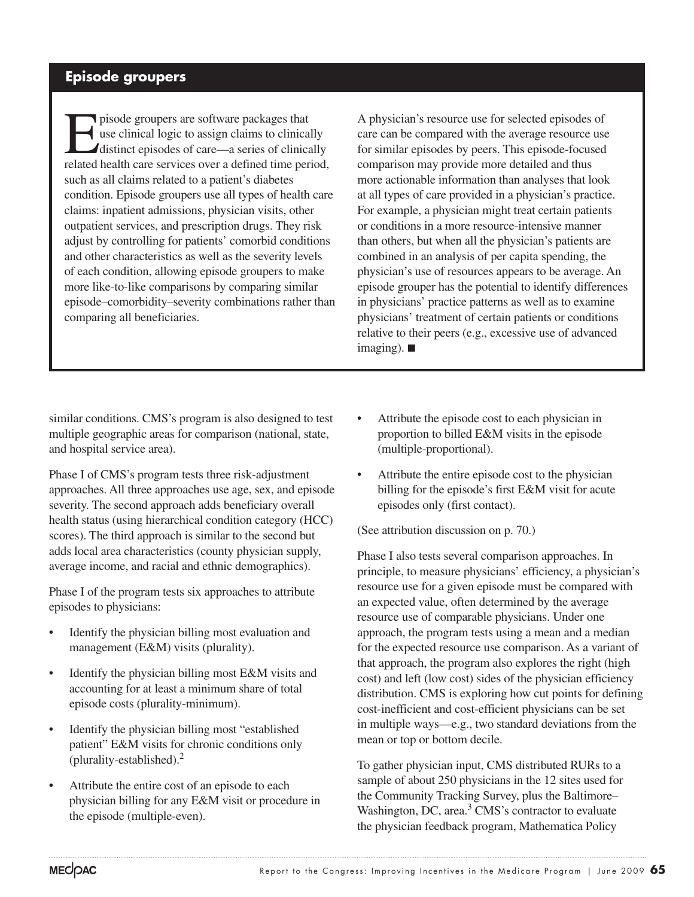## Episode groupers

Episode groupers are software packages that use clinical logic to assign claims to clinically distinct episodes of care—a series of clinically related health care services over a defined time period, such as all claims related to a patient's diabetes condition. Episode groupers use all types of health care claims: inpatient admissions, physician visits, other outpatient services, and prescription drugs. They risk adjust by controlling for patients' comorbid conditions and other characteristics as well as the severity levels of each condition, allowing episode groupers to make more like-to-like comparisons by comparing similar episode–comorbidity–severity combinations rather than comparing all beneficiaries.

A physician's resource use for selected episodes of care can be compared with the average resource use for similar episodes by peers. This episode-focused comparison may provide more detailed and thus more actionable information than analyses that look at all types of care provided in a physician's practice. For example, a physician might treat certain patients or conditions in a more resource-intensive manner than others, but when all the physician's patients are combined in an analysis of per capita spending, the physician's use of resources appears to be average. An episode grouper has the potential to identify differences in physicians' practice patterns as well as to examine physicians' treatment of certain patients or conditions relative to their peers (e.g., excessive use of advanced imaging). ■

similar conditions. CMS's program is also designed to test multiple geographic areas for comparison (national, state, and hospital service area).

Phase I of CMS's program tests three risk-adjustment approaches. All three approaches use age, sex, and episode severity. The second approach adds beneficiary overall health status (using hierarchical condition category (HCC) scores). The third approach is similar to the second but adds local area characteristics (county physician supply, average income, and racial and ethnic demographics).

Phase I of the program tests six approaches to attribute episodes to physicians:

- Identify the physician billing most evaluation and management (E&M) visits (plurality).
- Identify the physician billing most E&M visits and accounting for at least a minimum share of total episode costs (plurality-minimum).
- Identify the physician billing most "established patient" E&M visits for chronic conditions only (plurality-established).[2]
- Attribute the entire cost of an episode to each physician billing for any E&M visit or procedure in the episode (multiple-even).
- Attribute the episode cost to each physician in proportion to billed E&M visits in the episode (multiple-proportional).
- Attribute the entire episode cost to the physician billing for the episode's first E&M visit for acute episodes only (first contact).

(See attribution discussion on p. 70.)

Phase I also tests several comparison approaches. In principle, to measure physicians' efficiency, a physician's resource use for a given episode must be compared with an expected value, often determined by the average resource use of comparable physicians. Under one approach, the program tests using a mean and a median for the expected resource use comparison. As a variant of that approach, the program also explores the right (high cost) and left (low cost) sides of the physician efficiency distribution. CMS is exploring how cut points for defining cost-inefficient and cost-efficient physicians can be set in multiple ways—e.g., two standard deviations from the mean or top or bottom decile.

To gather physician input, CMS distributed RURs to a sample of about 250 physicians in the 12 sites used for the Community Tracking Survey, plus the Baltimore–Washington, DC, area.[3] CMS's contractor to evaluate the physician feedback program, Mathematica Policy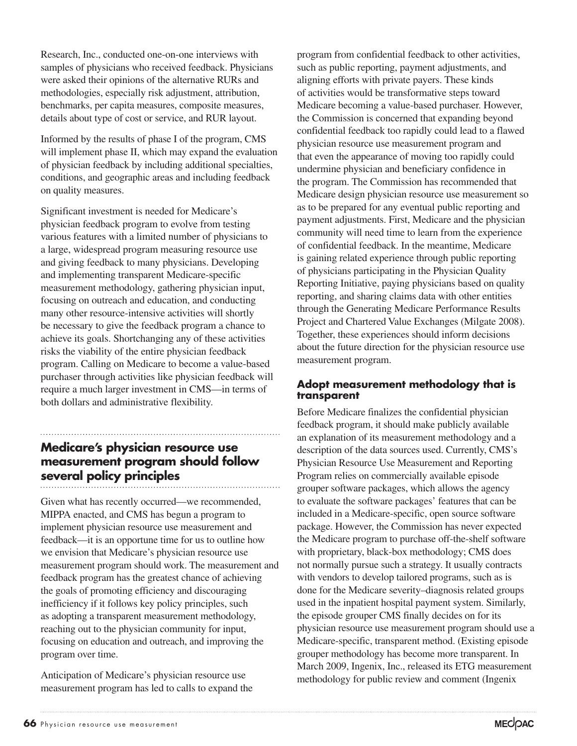Research, Inc., conducted one-on-one interviews with samples of physicians who received feedback. Physicians were asked their opinions of the alternative RURs and methodologies, especially risk adjustment, attribution, benchmarks, per capita measures, composite measures, details about type of cost or service, and RUR layout.

Informed by the results of phase I of the program, CMS will implement phase II, which may expand the evaluation of physician feedback by including additional specialties, conditions, and geographic areas and including feedback on quality measures.

Significant investment is needed for Medicare's physician feedback program to evolve from testing various features with a limited number of physicians to a large, widespread program measuring resource use and giving feedback to many physicians. Developing and implementing transparent Medicare-specific measurement methodology, gathering physician input, focusing on outreach and education, and conducting many other resource-intensive activities will shortly be necessary to give the feedback program a chance to achieve its goals. Shortchanging any of these activities risks the viability of the entire physician feedback program. Calling on Medicare to become a value-based purchaser through activities like physician feedback will require a much larger investment in CMS—in terms of both dollars and administrative flexibility.

## Medicare's physician resource use measurement program should follow several policy principles

Given what has recently occurred—we recommended, MIPPA enacted, and CMS has begun a program to implement physician resource use measurement and feedback—it is an opportune time for us to outline how we envision that Medicare's physician resource use measurement program should work. The measurement and feedback program has the greatest chance of achieving the goals of promoting efficiency and discouraging inefficiency if it follows key policy principles, such as adopting a transparent measurement methodology, reaching out to the physician community for input, focusing on education and outreach, and improving the program over time.

Anticipation of Medicare's physician resource use measurement program has led to calls to expand the program from confidential feedback to other activities, such as public reporting, payment adjustments, and aligning efforts with private payers. These kinds of activities would be transformative steps toward Medicare becoming a value-based purchaser. However, the Commission is concerned that expanding beyond confidential feedback too rapidly could lead to a flawed physician resource use measurement program and that even the appearance of moving too rapidly could undermine physician and beneficiary confidence in the program. The Commission has recommended that Medicare design physician resource use measurement so as to be prepared for any eventual public reporting and payment adjustments. First, Medicare and the physician community will need time to learn from the experience of confidential feedback. In the meantime, Medicare is gaining related experience through public reporting of physicians participating in the Physician Quality Reporting Initiative, paying physicians based on quality reporting, and sharing claims data with other entities through the Generating Medicare Performance Results Project and Chartered Value Exchanges (Milgate 2008). Together, these experiences should inform decisions about the future direction for the physician resource use measurement program.

### Adopt measurement methodology that is transparent

Before Medicare finalizes the confidential physician feedback program, it should make publicly available an explanation of its measurement methodology and a description of the data sources used. Currently, CMS's Physician Resource Use Measurement and Reporting Program relies on commercially available episode grouper software packages, which allows the agency to evaluate the software packages' features that can be included in a Medicare-specific, open source software package. However, the Commission has never expected the Medicare program to purchase off-the-shelf software with proprietary, black-box methodology; CMS does not normally pursue such a strategy. It usually contracts with vendors to develop tailored programs, such as is done for the Medicare severity–diagnosis related groups used in the inpatient hospital payment system. Similarly, the episode grouper CMS finally decides on for its physician resource use measurement program should use a Medicare-specific, transparent method. (Existing episode grouper methodology has become more transparent. In March 2009, Ingenix, Inc., released its ETG measurement methodology for public review and comment (Ingenix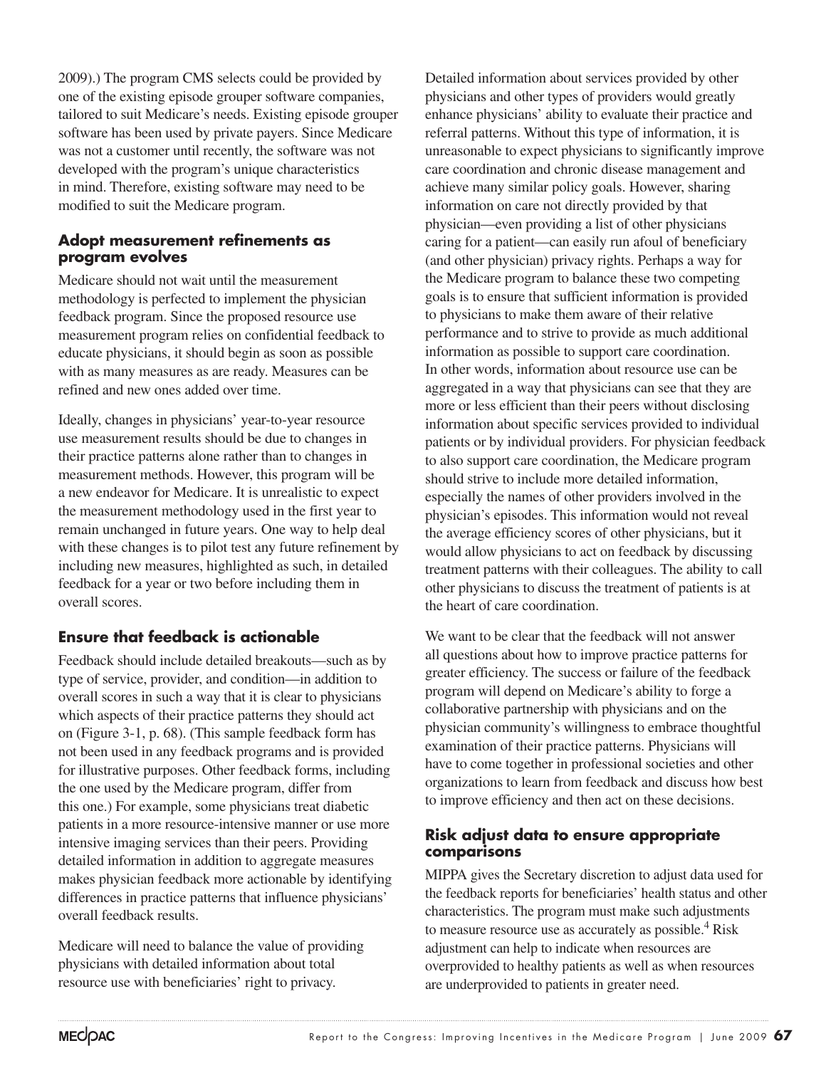2009).) The program CMS selects could be provided by one of the existing episode grouper software companies, tailored to suit Medicare's needs. Existing episode grouper software has been used by private payers. Since Medicare was not a customer until recently, the software was not developed with the program's unique characteristics in mind. Therefore, existing software may need to be modified to suit the Medicare program.

### Adopt measurement refinements as program evolves

Medicare should not wait until the measurement methodology is perfected to implement the physician feedback program. Since the proposed resource use measurement program relies on confidential feedback to educate physicians, it should begin as soon as possible with as many measures as are ready. Measures can be refined and new ones added over time.

Ideally, changes in physicians' year-to-year resource use measurement results should be due to changes in their practice patterns alone rather than to changes in measurement methods. However, this program will be a new endeavor for Medicare. It is unrealistic to expect the measurement methodology used in the first year to remain unchanged in future years. One way to help deal with these changes is to pilot test any future refinement by including new measures, highlighted as such, in detailed feedback for a year or two before including them in overall scores.

### Ensure that feedback is actionable

Feedback should include detailed breakouts—such as by type of service, provider, and condition—in addition to overall scores in such a way that it is clear to physicians which aspects of their practice patterns they should act on (Figure 3-1, p. 68). (This sample feedback form has not been used in any feedback programs and is provided for illustrative purposes. Other feedback forms, including the one used by the Medicare program, differ from this one.) For example, some physicians treat diabetic patients in a more resource-intensive manner or use more intensive imaging services than their peers. Providing detailed information in addition to aggregate measures makes physician feedback more actionable by identifying differences in practice patterns that influence physicians' overall feedback results.

Medicare will need to balance the value of providing physicians with detailed information about total resource use with beneficiaries' right to privacy. Detailed information about services provided by other physicians and other types of providers would greatly enhance physicians' ability to evaluate their practice and referral patterns. Without this type of information, it is unreasonable to expect physicians to significantly improve care coordination and chronic disease management and achieve many similar policy goals. However, sharing information on care not directly provided by that physician—even providing a list of other physicians caring for a patient—can easily run afoul of beneficiary (and other physician) privacy rights. Perhaps a way for the Medicare program to balance these two competing goals is to ensure that sufficient information is provided to physicians to make them aware of their relative performance and to strive to provide as much additional information as possible to support care coordination. In other words, information about resource use can be aggregated in a way that physicians can see that they are more or less efficient than their peers without disclosing information about specific services provided to individual patients or by individual providers. For physician feedback to also support care coordination, the Medicare program should strive to include more detailed information, especially the names of other providers involved in the physician's episodes. This information would not reveal the average efficiency scores of other physicians, but it would allow physicians to act on feedback by discussing treatment patterns with their colleagues. The ability to call other physicians to discuss the treatment of patients is at the heart of care coordination.

We want to be clear that the feedback will not answer all questions about how to improve practice patterns for greater efficiency. The success or failure of the feedback program will depend on Medicare's ability to forge a collaborative partnership with physicians and on the physician community's willingness to embrace thoughtful examination of their practice patterns. Physicians will have to come together in professional societies and other organizations to learn from feedback and discuss how best to improve efficiency and then act on these decisions.

### Risk adjust data to ensure appropriate comparisons

MIPPA gives the Secretary discretion to adjust data used for the feedback reports for beneficiaries' health status and other characteristics. The program must make such adjustments to measure resource use as accurately as possible.[4] Risk adjustment can help to indicate when resources are overprovided to healthy patients as well as when resources are underprovided to patients in greater need.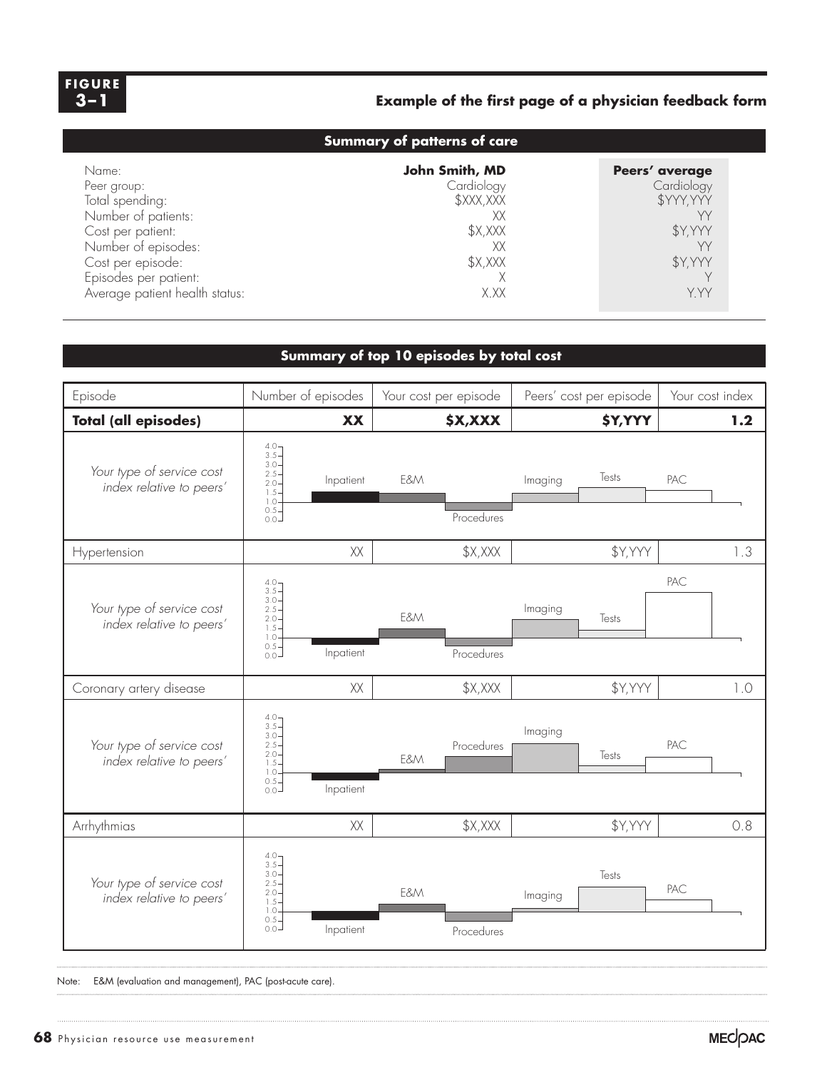**FIGURE 3–1** **Example of the first page of a physician feedback form**

### Summary of patterns of care

| | John Smith, MD | Peers' average |
|---|---|---|
| Name: | **John Smith, MD** | **Peers' average** |
| Peer group: | Cardiology | Cardiology |
| Total spending: | $XXX,XXX | $YYY,YYY |
| Number of patients: | XX | YY |
| Cost per patient: | $X,XXX | $Y,YYY |
| Number of episodes: | XX | YY |
| Cost per episode: | $X,XXX | $Y,YYY |
| Episodes per patient: | X | Y |
| Average patient health status: | X.XX | Y.YY |

### Summary of top 10 episodes by total cost

| Episode | Number of episodes | Your cost per episode | Peers' cost per episode | Your cost index |
|---|---|---|---|---|
| **Total (all episodes)** | **XX** | **$X,XXX** | **$Y,YYY** | **1.2** |
| *Your type of service cost index relative to peers'* | | | | |
| Hypertension | XX | $X,XXX | $Y,YYY | 1.3 |
| *Your type of service cost index relative to peers'* | | | | |
| Coronary artery disease | XX | $X,XXX | $Y,YYY | 1.0 |
| *Your type of service cost index relative to peers'* | | | | |
| Arrhythmias | XX | $X,XXX | $Y,YYY | 0.8 |
| *Your type of service cost index relative to peers'* | | | | |

Note: E&M (evaluation and management), PAC (post-acute care).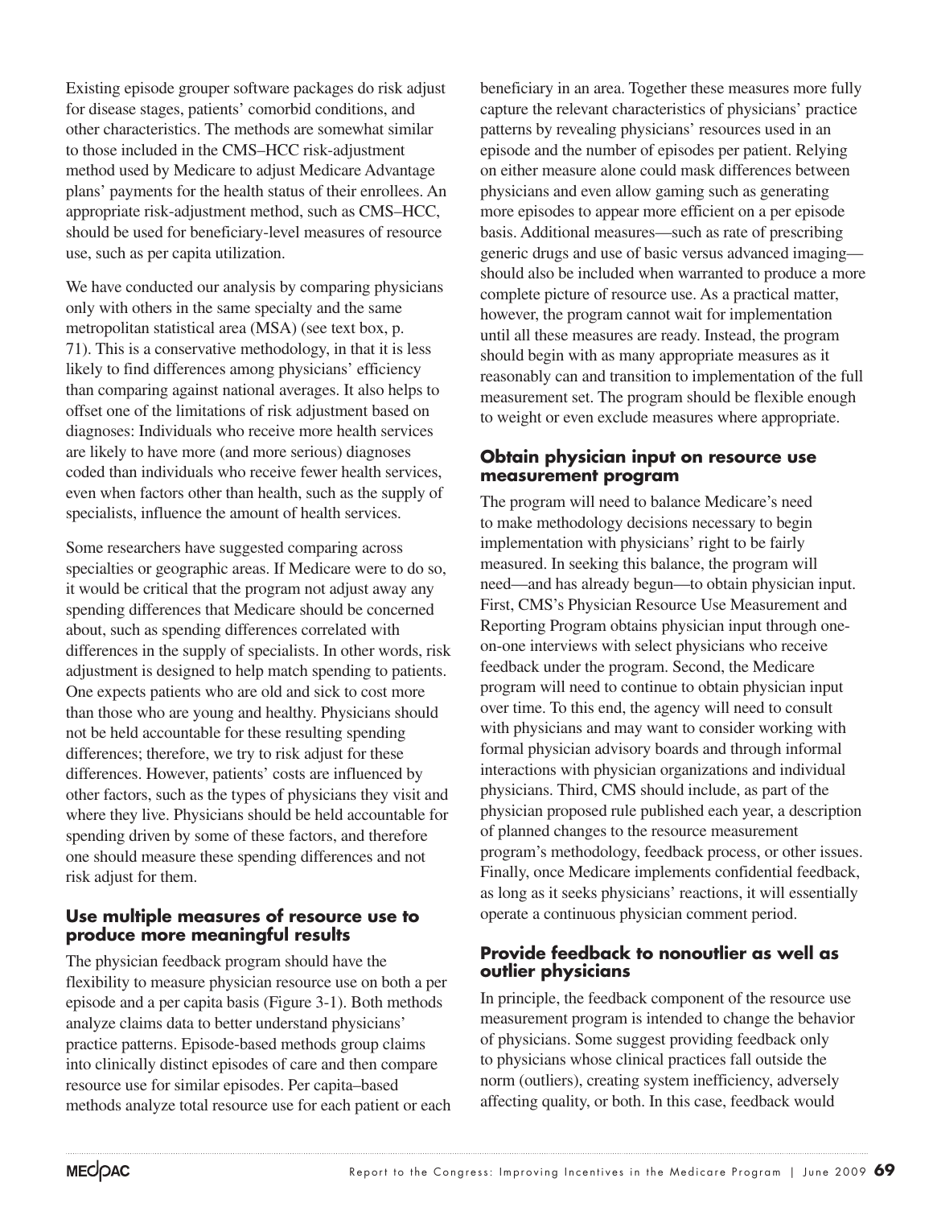Existing episode grouper software packages do risk adjust for disease stages, patients' comorbid conditions, and other characteristics. The methods are somewhat similar to those included in the CMS–HCC risk-adjustment method used by Medicare to adjust Medicare Advantage plans' payments for the health status of their enrollees. An appropriate risk-adjustment method, such as CMS–HCC, should be used for beneficiary-level measures of resource use, such as per capita utilization.

We have conducted our analysis by comparing physicians only with others in the same specialty and the same metropolitan statistical area (MSA) (see text box, p. 71). This is a conservative methodology, in that it is less likely to find differences among physicians' efficiency than comparing against national averages. It also helps to offset one of the limitations of risk adjustment based on diagnoses: Individuals who receive more health services are likely to have more (and more serious) diagnoses coded than individuals who receive fewer health services, even when factors other than health, such as the supply of specialists, influence the amount of health services.

Some researchers have suggested comparing across specialties or geographic areas. If Medicare were to do so, it would be critical that the program not adjust away any spending differences that Medicare should be concerned about, such as spending differences correlated with differences in the supply of specialists. In other words, risk adjustment is designed to help match spending to patients. One expects patients who are old and sick to cost more than those who are young and healthy. Physicians should not be held accountable for these resulting spending differences; therefore, we try to risk adjust for these differences. However, patients' costs are influenced by other factors, such as the types of physicians they visit and where they live. Physicians should be held accountable for spending driven by some of these factors, and therefore one should measure these spending differences and not risk adjust for them.

### Use multiple measures of resource use to produce more meaningful results

The physician feedback program should have the flexibility to measure physician resource use on both a per episode and a per capita basis (Figure 3-1). Both methods analyze claims data to better understand physicians' practice patterns. Episode-based methods group claims into clinically distinct episodes of care and then compare resource use for similar episodes. Per capita–based methods analyze total resource use for each patient or each beneficiary in an area. Together these measures more fully capture the relevant characteristics of physicians' practice patterns by revealing physicians' resources used in an episode and the number of episodes per patient. Relying on either measure alone could mask differences between physicians and even allow gaming such as generating more episodes to appear more efficient on a per episode basis. Additional measures—such as rate of prescribing generic drugs and use of basic versus advanced imaging—should also be included when warranted to produce a more complete picture of resource use. As a practical matter, however, the program cannot wait for implementation until all these measures are ready. Instead, the program should begin with as many appropriate measures as it reasonably can and transition to implementation of the full measurement set. The program should be flexible enough to weight or even exclude measures where appropriate.

### Obtain physician input on resource use measurement program

The program will need to balance Medicare's need to make methodology decisions necessary to begin implementation with physicians' right to be fairly measured. In seeking this balance, the program will need—and has already begun—to obtain physician input. First, CMS's Physician Resource Use Measurement and Reporting Program obtains physician input through one-on-one interviews with select physicians who receive feedback under the program. Second, the Medicare program will need to continue to obtain physician input over time. To this end, the agency will need to consult with physicians and may want to consider working with formal physician advisory boards and through informal interactions with physician organizations and individual physicians. Third, CMS should include, as part of the physician proposed rule published each year, a description of planned changes to the resource measurement program's methodology, feedback process, or other issues. Finally, once Medicare implements confidential feedback, as long as it seeks physicians' reactions, it will essentially operate a continuous physician comment period.

### Provide feedback to nonoutlier as well as outlier physicians

In principle, the feedback component of the resource use measurement program is intended to change the behavior of physicians. Some suggest providing feedback only to physicians whose clinical practices fall outside the norm (outliers), creating system inefficiency, adversely affecting quality, or both. In this case, feedback would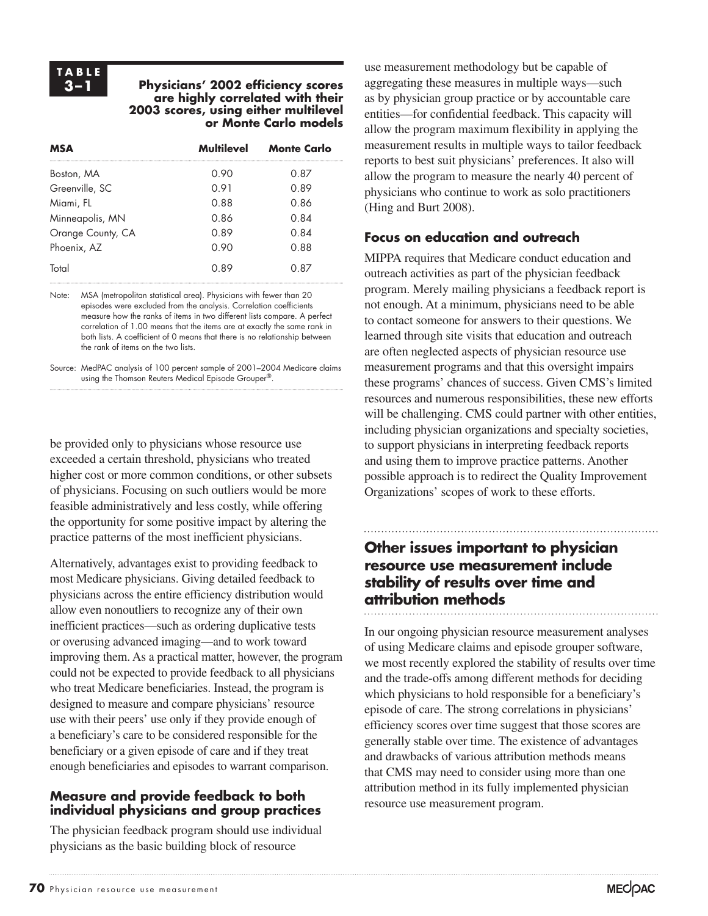**TABLE 3–1**

**Physicians' 2002 efficiency scores are highly correlated with their 2003 scores, using either multilevel or Monte Carlo models**

| MSA | Multilevel | Monte Carlo |
|---|---|---|
| Boston, MA | 0.90 | 0.87 |
| Greenville, SC | 0.91 | 0.89 |
| Miami, FL | 0.88 | 0.86 |
| Minneapolis, MN | 0.86 | 0.84 |
| Orange County, CA | 0.89 | 0.84 |
| Phoenix, AZ | 0.90 | 0.88 |
| Total | 0.89 | 0.87 |

Note: MSA (metropolitan statistical area). Physicians with fewer than 20 episodes were excluded from the analysis. Correlation coefficients measure how the ranks of items in two different lists compare. A perfect correlation of 1.00 means that the items are at exactly the same rank in both lists. A coefficient of 0 means that there is no relationship between the rank of items on the two lists.

Source: MedPAC analysis of 100 percent sample of 2001–2004 Medicare claims using the Thomson Reuters Medical Episode Grouper®.

be provided only to physicians whose resource use exceeded a certain threshold, physicians who treated higher cost or more common conditions, or other subsets of physicians. Focusing on such outliers would be more feasible administratively and less costly, while offering the opportunity for some positive impact by altering the practice patterns of the most inefficient physicians.

Alternatively, advantages exist to providing feedback to most Medicare physicians. Giving detailed feedback to physicians across the entire efficiency distribution would allow even nonoutliers to recognize any of their own inefficient practices—such as ordering duplicative tests or overusing advanced imaging—and to work toward improving them. As a practical matter, however, the program could not be expected to provide feedback to all physicians who treat Medicare beneficiaries. Instead, the program is designed to measure and compare physicians' resource use with their peers' use only if they provide enough of a beneficiary's care to be considered responsible for the beneficiary or a given episode of care and if they treat enough beneficiaries and episodes to warrant comparison.

### Measure and provide feedback to both individual physicians and group practices

The physician feedback program should use individual physicians as the basic building block of resource use measurement methodology but be capable of aggregating these measures in multiple ways—such as by physician group practice or by accountable care entities—for confidential feedback. This capacity will allow the program maximum flexibility in applying the measurement results in multiple ways to tailor feedback reports to best suit physicians' preferences. It also will allow the program to measure the nearly 40 percent of physicians who continue to work as solo practitioners (Hing and Burt 2008).

### Focus on education and outreach

MIPPA requires that Medicare conduct education and outreach activities as part of the physician feedback program. Merely mailing physicians a feedback report is not enough. At a minimum, physicians need to be able to contact someone for answers to their questions. We learned through site visits that education and outreach are often neglected aspects of physician resource use measurement programs and that this oversight impairs these programs' chances of success. Given CMS's limited resources and numerous responsibilities, these new efforts will be challenging. CMS could partner with other entities, including physician organizations and specialty societies, to support physicians in interpreting feedback reports and using them to improve practice patterns. Another possible approach is to redirect the Quality Improvement Organizations' scopes of work to these efforts.

## Other issues important to physician resource use measurement include stability of results over time and attribution methods

In our ongoing physician resource measurement analyses of using Medicare claims and episode grouper software, we most recently explored the stability of results over time and the trade-offs among different methods for deciding which physicians to hold responsible for a beneficiary's episode of care. The strong correlations in physicians' efficiency scores over time suggest that those scores are generally stable over time. The existence of advantages and drawbacks of various attribution methods means that CMS may need to consider using more than one attribution method in its fully implemented physician resource use measurement program.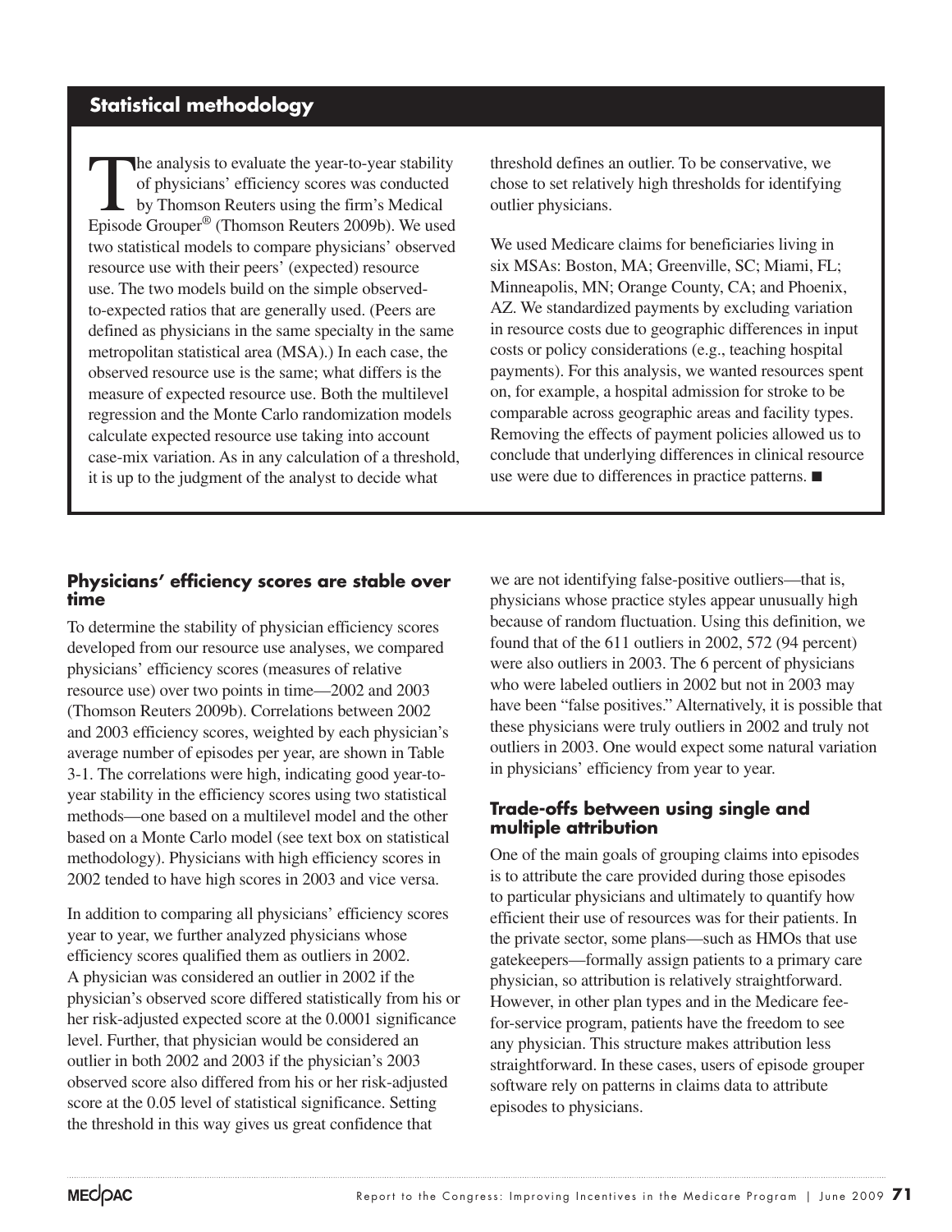## Statistical methodology

The analysis to evaluate the year-to-year stability of physicians' efficiency scores was conducted by Thomson Reuters using the firm's Medical Episode Grouper® (Thomson Reuters 2009b). We used two statistical models to compare physicians' observed resource use with their peers' (expected) resource use. The two models build on the simple observed-to-expected ratios that are generally used. (Peers are defined as physicians in the same specialty in the same metropolitan statistical area (MSA).) In each case, the observed resource use is the same; what differs is the measure of expected resource use. Both the multilevel regression and the Monte Carlo randomization models calculate expected resource use taking into account case-mix variation. As in any calculation of a threshold, it is up to the judgment of the analyst to decide what threshold defines an outlier. To be conservative, we chose to set relatively high thresholds for identifying outlier physicians.

We used Medicare claims for beneficiaries living in six MSAs: Boston, MA; Greenville, SC; Miami, FL; Minneapolis, MN; Orange County, CA; and Phoenix, AZ. We standardized payments by excluding variation in resource costs due to geographic differences in input costs or policy considerations (e.g., teaching hospital payments). For this analysis, we wanted resources spent on, for example, a hospital admission for stroke to be comparable across geographic areas and facility types. Removing the effects of payment policies allowed us to conclude that underlying differences in clinical resource use were due to differences in practice patterns. ■

### Physicians' efficiency scores are stable over time

To determine the stability of physician efficiency scores developed from our resource use analyses, we compared physicians' efficiency scores (measures of relative resource use) over two points in time—2002 and 2003 (Thomson Reuters 2009b). Correlations between 2002 and 2003 efficiency scores, weighted by each physician's average number of episodes per year, are shown in Table 3-1. The correlations were high, indicating good year-to-year stability in the efficiency scores using two statistical methods—one based on a multilevel model and the other based on a Monte Carlo model (see text box on statistical methodology). Physicians with high efficiency scores in 2002 tended to have high scores in 2003 and vice versa.

In addition to comparing all physicians' efficiency scores year to year, we further analyzed physicians whose efficiency scores qualified them as outliers in 2002. A physician was considered an outlier in 2002 if the physician's observed score differed statistically from his or her risk-adjusted expected score at the 0.0001 significance level. Further, that physician would be considered an outlier in both 2002 and 2003 if the physician's 2003 observed score also differed from his or her risk-adjusted score at the 0.05 level of statistical significance. Setting the threshold in this way gives us great confidence that we are not identifying false-positive outliers—that is, physicians whose practice styles appear unusually high because of random fluctuation. Using this definition, we found that of the 611 outliers in 2002, 572 (94 percent) were also outliers in 2003. The 6 percent of physicians who were labeled outliers in 2002 but not in 2003 may have been "false positives." Alternatively, it is possible that these physicians were truly outliers in 2002 and truly not outliers in 2003. One would expect some natural variation in physicians' efficiency from year to year.

### Trade-offs between using single and multiple attribution

One of the main goals of grouping claims into episodes is to attribute the care provided during those episodes to particular physicians and ultimately to quantify how efficient their use of resources was for their patients. In the private sector, some plans—such as HMOs that use gatekeepers—formally assign patients to a primary care physician, so attribution is relatively straightforward. However, in other plan types and in the Medicare fee-for-service program, patients have the freedom to see any physician. This structure makes attribution less straightforward. In these cases, users of episode grouper software rely on patterns in claims data to attribute episodes to physicians.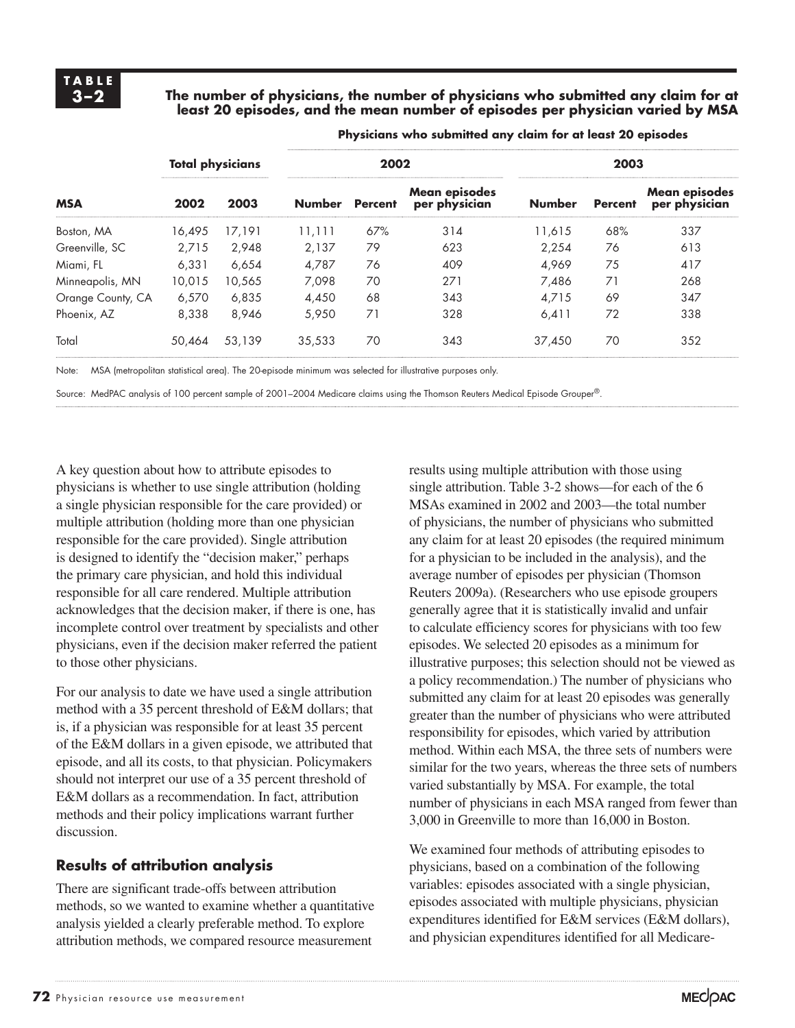**TABLE 3–2**

**The number of physicians, the number of physicians who submitted any claim for at least 20 episodes, and the mean number of episodes per physician varied by MSA**

| MSA | Total physicians | | Physicians who submitted any claim for at least 20 episodes | | | | | |
|---|---|---|---|---|---|---|---|---|
| | | | 2002 | | | 2003 | | |
| | 2002 | 2003 | Number | Percent | Mean episodes per physician | Number | Percent | Mean episodes per physician |
| Boston, MA | 16,495 | 17,191 | 11,111 | 67% | 314 | 11,615 | 68% | 337 |
| Greenville, SC | 2,715 | 2,948 | 2,137 | 79 | 623 | 2,254 | 76 | 613 |
| Miami, FL | 6,331 | 6,654 | 4,787 | 76 | 409 | 4,969 | 75 | 417 |
| Minneapolis, MN | 10,015 | 10,565 | 7,098 | 70 | 271 | 7,486 | 71 | 268 |
| Orange County, CA | 6,570 | 6,835 | 4,450 | 68 | 343 | 4,715 | 69 | 347 |
| Phoenix, AZ | 8,338 | 8,946 | 5,950 | 71 | 328 | 6,411 | 72 | 338 |
| Total | 50,464 | 53,139 | 35,533 | 70 | 343 | 37,450 | 70 | 352 |

Note: MSA (metropolitan statistical area). The 20-episode minimum was selected for illustrative purposes only.

Source: MedPAC analysis of 100 percent sample of 2001–2004 Medicare claims using the Thomson Reuters Medical Episode Grouper®.

A key question about how to attribute episodes to physicians is whether to use single attribution (holding a single physician responsible for the care provided) or multiple attribution (holding more than one physician responsible for the care provided). Single attribution is designed to identify the "decision maker," perhaps the primary care physician, and hold this individual responsible for all care rendered. Multiple attribution acknowledges that the decision maker, if there is one, has incomplete control over treatment by specialists and other physicians, even if the decision maker referred the patient to those other physicians.

For our analysis to date we have used a single attribution method with a 35 percent threshold of E&M dollars; that is, if a physician was responsible for at least 35 percent of the E&M dollars in a given episode, we attributed that episode, and all its costs, to that physician. Policymakers should not interpret our use of a 35 percent threshold of E&M dollars as a recommendation. In fact, attribution methods and their policy implications warrant further discussion.

## Results of attribution analysis

There are significant trade-offs between attribution methods, so we wanted to examine whether a quantitative analysis yielded a clearly preferable method. To explore attribution methods, we compared resource measurement results using multiple attribution with those using single attribution. Table 3-2 shows—for each of the 6 MSAs examined in 2002 and 2003—the total number of physicians, the number of physicians who submitted any claim for at least 20 episodes (the required minimum for a physician to be included in the analysis), and the average number of episodes per physician (Thomson Reuters 2009a). (Researchers who use episode groupers generally agree that it is statistically invalid and unfair to calculate efficiency scores for physicians with too few episodes. We selected 20 episodes as a minimum for illustrative purposes; this selection should not be viewed as a policy recommendation.) The number of physicians who submitted any claim for at least 20 episodes was generally greater than the number of physicians who were attributed responsibility for episodes, which varied by attribution method. Within each MSA, the three sets of numbers were similar for the two years, whereas the three sets of numbers varied substantially by MSA. For example, the total number of physicians in each MSA ranged from fewer than 3,000 in Greenville to more than 16,000 in Boston.

We examined four methods of attributing episodes to physicians, based on a combination of the following variables: episodes associated with a single physician, episodes associated with multiple physicians, physician expenditures identified for E&M services (E&M dollars), and physician expenditures identified for all Medicare-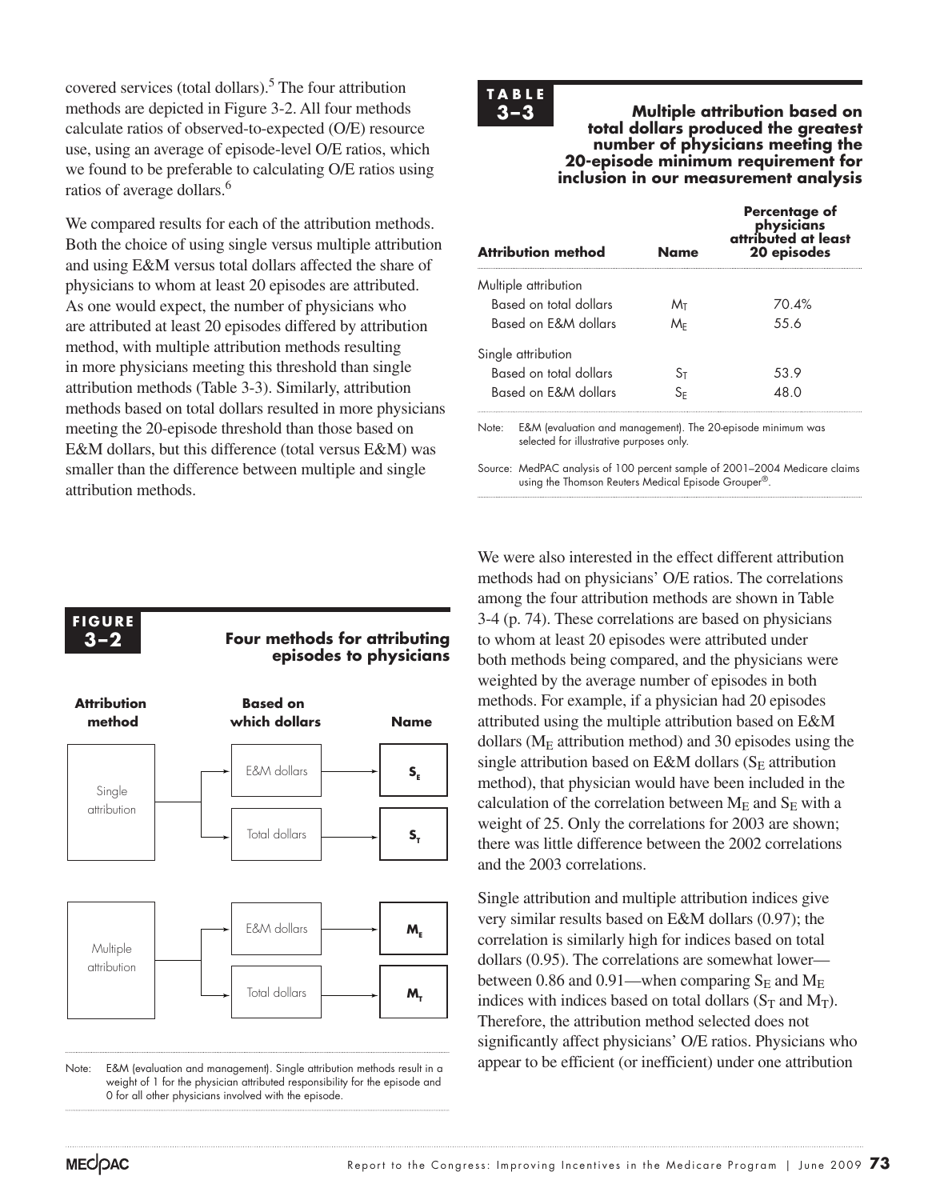covered services (total dollars).[5] The four attribution methods are depicted in Figure 3-2. All four methods calculate ratios of observed-to-expected (O/E) resource use, using an average of episode-level O/E ratios, which we found to be preferable to calculating O/E ratios using ratios of average dollars.[6]

We compared results for each of the attribution methods. Both the choice of using single versus multiple attribution and using E&M versus total dollars affected the share of physicians to whom at least 20 episodes are attributed. As one would expect, the number of physicians who are attributed at least 20 episodes differed by attribution method, with multiple attribution methods resulting in more physicians meeting this threshold than single attribution methods (Table 3-3). Similarly, attribution methods based on total dollars resulted in more physicians meeting the 20-episode threshold than those based on E&M dollars, but this difference (total versus E&M) was smaller than the difference between multiple and single attribution methods.

**TABLE 3–3**

**Multiple attribution based on total dollars produced the greatest number of physicians meeting the 20-episode minimum requirement for inclusion in our measurement analysis**

| Attribution method | Name | Percentage of physicians attributed at least 20 episodes |
|---|---|---|
| Multiple attribution | | |
| Based on total dollars | $M_T$ | 70.4% |
| Based on E&M dollars | $M_E$ | 55.6 |
| Single attribution | | |
| Based on total dollars | $S_T$ | 53.9 |
| Based on E&M dollars | $S_E$ | 48.0 |

Note: E&M (evaluation and management). The 20-episode minimum was selected for illustrative purposes only.

Source: MedPAC analysis of 100 percent sample of 2001–2004 Medicare claims using the Thomson Reuters Medical Episode Grouper®.

**FIGURE 3–2**

**Four methods for attributing episodes to physicians**

| Attribution method | Based on which dollars | Name |
|---|---|---|
| Single attribution | E&M dollars | $S_E$ |
| | Total dollars | $S_T$ |
| Multiple attribution | E&M dollars | $M_E$ |
| | Total dollars | $M_T$ |

Note: E&M (evaluation and management). Single attribution methods result in a weight of 1 for the physician attributed responsibility for the episode and 0 for all other physicians involved with the episode.

We were also interested in the effect different attribution methods had on physicians' O/E ratios. The correlations among the four attribution methods are shown in Table 3-4 (p. 74). These correlations are based on physicians to whom at least 20 episodes were attributed under both methods being compared, and the physicians were weighted by the average number of episodes in both methods. For example, if a physician had 20 episodes attributed using the multiple attribution based on E&M dollars ($M_E$ attribution method) and 30 episodes using the single attribution based on E&M dollars ($S_E$ attribution method), that physician would have been included in the calculation of the correlation between $M_E$ and $S_E$ with a weight of 25. Only the correlations for 2003 are shown; there was little difference between the 2002 correlations and the 2003 correlations.

Single attribution and multiple attribution indices give very similar results based on E&M dollars (0.97); the correlation is similarly high for indices based on total dollars (0.95). The correlations are somewhat lower—between 0.86 and 0.91—when comparing $S_E$ and $M_E$ indices with indices based on total dollars ($S_T$ and $M_T$). Therefore, the attribution method selected does not significantly affect physicians' O/E ratios. Physicians who appear to be efficient (or inefficient) under one attribution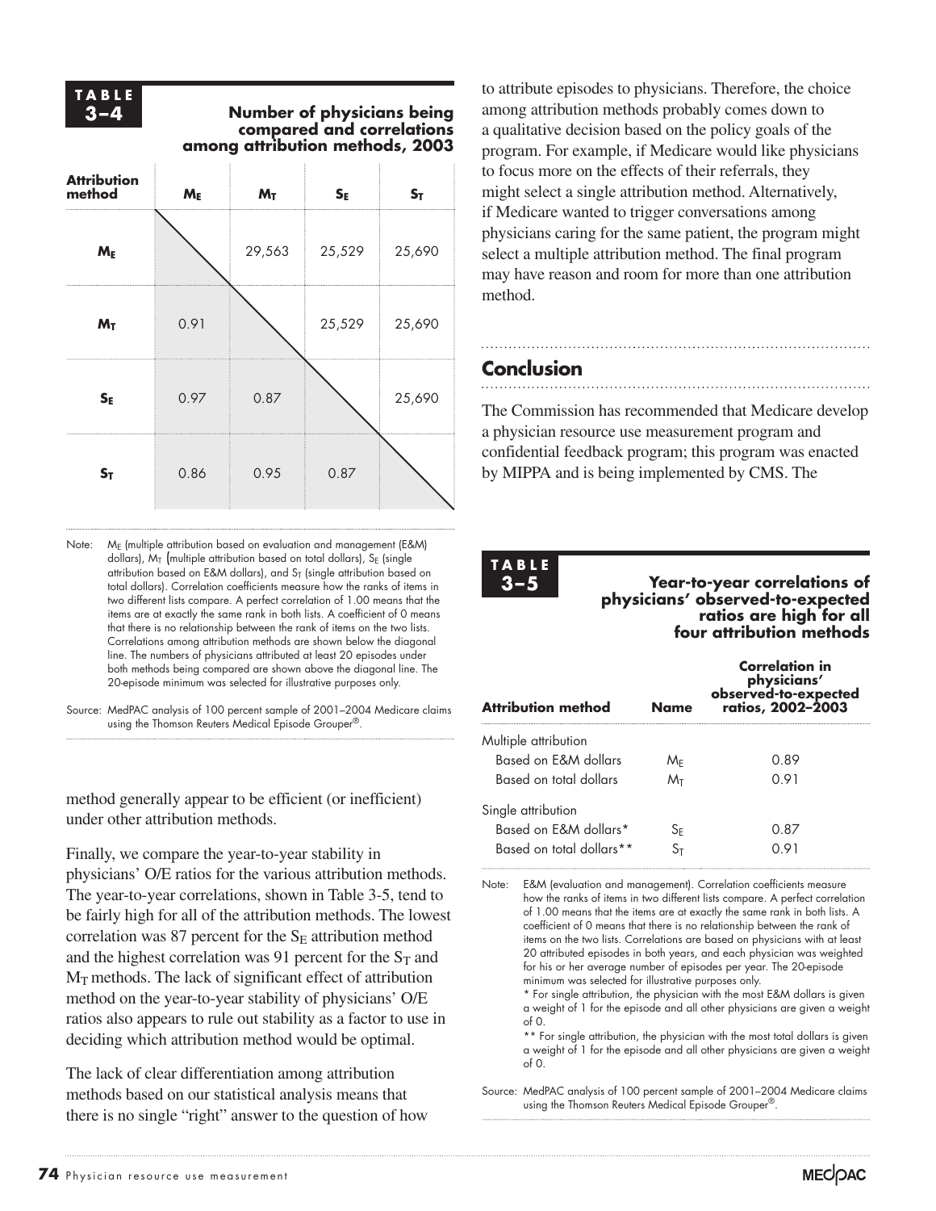**TABLE 3–4**

**Number of physicians being compared and correlations among attribution methods, 2003**

| Attribution method | $M_E$ | $M_T$ | $S_E$ | $S_T$ |
|---|---|---|---|---|
| $M_E$ | | 29,563 | 25,529 | 25,690 |
| $M_T$ | 0.91 | | 25,529 | 25,690 |
| $S_E$ | 0.97 | 0.87 | | 25,690 |
| $S_T$ | 0.86 | 0.95 | 0.87 | |

Note: $M_E$ (multiple attribution based on evaluation and management (E&M) dollars), $M_T$ (multiple attribution based on total dollars), $S_E$ (single attribution based on E&M dollars), and $S_T$ (single attribution based on total dollars). Correlation coefficients measure how the ranks of items in two different lists compare. A perfect correlation of 1.00 means that the items are at exactly the same rank in both lists. A coefficient of 0 means that there is no relationship between the rank of items on the two lists. Correlations among attribution methods are shown below the diagonal line. The numbers of physicians attributed at least 20 episodes under both methods being compared are shown above the diagonal line. The 20-episode minimum was selected for illustrative purposes only.

Source: MedPAC analysis of 100 percent sample of 2001–2004 Medicare claims using the Thomson Reuters Medical Episode Grouper®.

method generally appear to be efficient (or inefficient) under other attribution methods.

Finally, we compare the year-to-year stability in physicians' O/E ratios for the various attribution methods. The year-to-year correlations, shown in Table 3-5, tend to be fairly high for all of the attribution methods. The lowest correlation was 87 percent for the $S_E$ attribution method and the highest correlation was 91 percent for the $S_T$ and $M_T$ methods. The lack of significant effect of attribution method on the year-to-year stability of physicians' O/E ratios also appears to rule out stability as a factor to use in deciding which attribution method would be optimal.

The lack of clear differentiation among attribution methods based on our statistical analysis means that there is no single "right" answer to the question of how to attribute episodes to physicians. Therefore, the choice among attribution methods probably comes down to a qualitative decision based on the policy goals of the program. For example, if Medicare would like physicians to focus more on the effects of their referrals, they might select a single attribution method. Alternatively, if Medicare wanted to trigger conversations among physicians caring for the same patient, the program might select a multiple attribution method. The final program may have reason and room for more than one attribution method.

## Conclusion

The Commission has recommended that Medicare develop a physician resource use measurement program and confidential feedback program; this program was enacted by MIPPA and is being implemented by CMS. The

**TABLE 3–5**

**Year-to-year correlations of physicians' observed-to-expected ratios are high for all four attribution methods**

| Attribution method | Name | Correlation in physicians' observed-to-expected ratios, 2002–2003 |
|---|---|---|
| Multiple attribution | | |
| Based on E&M dollars | $M_E$ | 0.89 |
| Based on total dollars | $M_T$ | 0.91 |
| Single attribution | | |
| Based on E&M dollars* | $S_E$ | 0.87 |
| Based on total dollars** | $S_T$ | 0.91 |

Note: E&M (evaluation and management). Correlation coefficients measure how the ranks of items in two different lists compare. A perfect correlation of 1.00 means that the items are at exactly the same rank in both lists. A coefficient of 0 means that there is no relationship between the rank of items on the two lists. Correlations are based on physicians with at least 20 attributed episodes in both years, and each physician was weighted for his or her average number of episodes per year. The 20-episode minimum was selected for illustrative purposes only.
\* For single attribution, the physician with the most E&M dollars is given a weight of 1 for the episode and all other physicians are given a weight of 0.
\*\* For single attribution, the physician with the most total dollars is given a weight of 1 for the episode and all other physicians are given a weight of 0.

Source: MedPAC analysis of 100 percent sample of 2001–2004 Medicare claims using the Thomson Reuters Medical Episode Grouper®.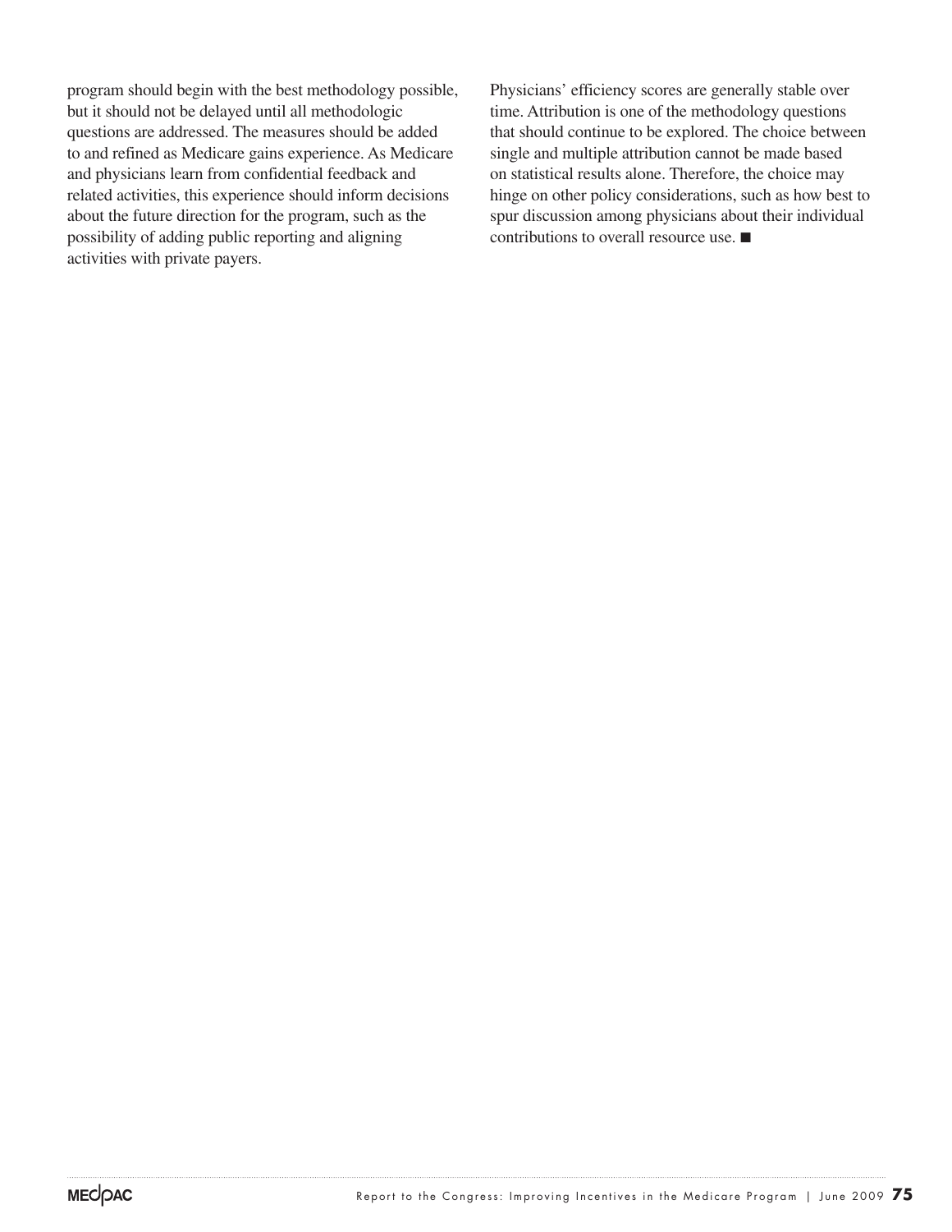program should begin with the best methodology possible, but it should not be delayed until all methodologic questions are addressed. The measures should be added to and refined as Medicare gains experience. As Medicare and physicians learn from confidential feedback and related activities, this experience should inform decisions about the future direction for the program, such as the possibility of adding public reporting and aligning activities with private payers.

Physicians' efficiency scores are generally stable over time. Attribution is one of the methodology questions that should continue to be explored. The choice between single and multiple attribution cannot be made based on statistical results alone. Therefore, the choice may hinge on other policy considerations, such as how best to spur discussion among physicians about their individual contributions to overall resource use. ■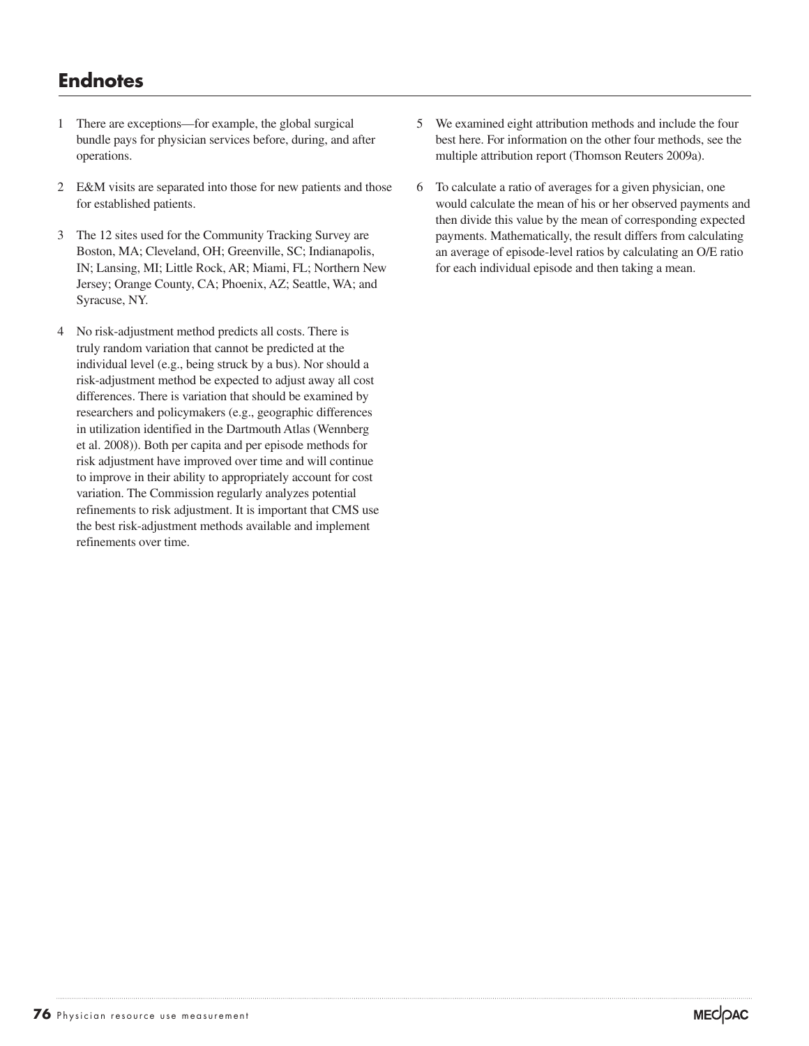## Endnotes

1 There are exceptions—for example, the global surgical bundle pays for physician services before, during, and after operations.

2 E&M visits are separated into those for new patients and those for established patients.

3 The 12 sites used for the Community Tracking Survey are Boston, MA; Cleveland, OH; Greenville, SC; Indianapolis, IN; Lansing, MI; Little Rock, AR; Miami, FL; Northern New Jersey; Orange County, CA; Phoenix, AZ; Seattle, WA; and Syracuse, NY.

4 No risk-adjustment method predicts all costs. There is truly random variation that cannot be predicted at the individual level (e.g., being struck by a bus). Nor should a risk-adjustment method be expected to adjust away all cost differences. There is variation that should be examined by researchers and policymakers (e.g., geographic differences in utilization identified in the Dartmouth Atlas (Wennberg et al. 2008)). Both per capita and per episode methods for risk adjustment have improved over time and will continue to improve in their ability to appropriately account for cost variation. The Commission regularly analyzes potential refinements to risk adjustment. It is important that CMS use the best risk-adjustment methods available and implement refinements over time.

5 We examined eight attribution methods and include the four best here. For information on the other four methods, see the multiple attribution report (Thomson Reuters 2009a).

6 To calculate a ratio of averages for a given physician, one would calculate the mean of his or her observed payments and then divide this value by the mean of corresponding expected payments. Mathematically, the result differs from calculating an average of episode-level ratios by calculating an O/E ratio for each individual episode and then taking a mean.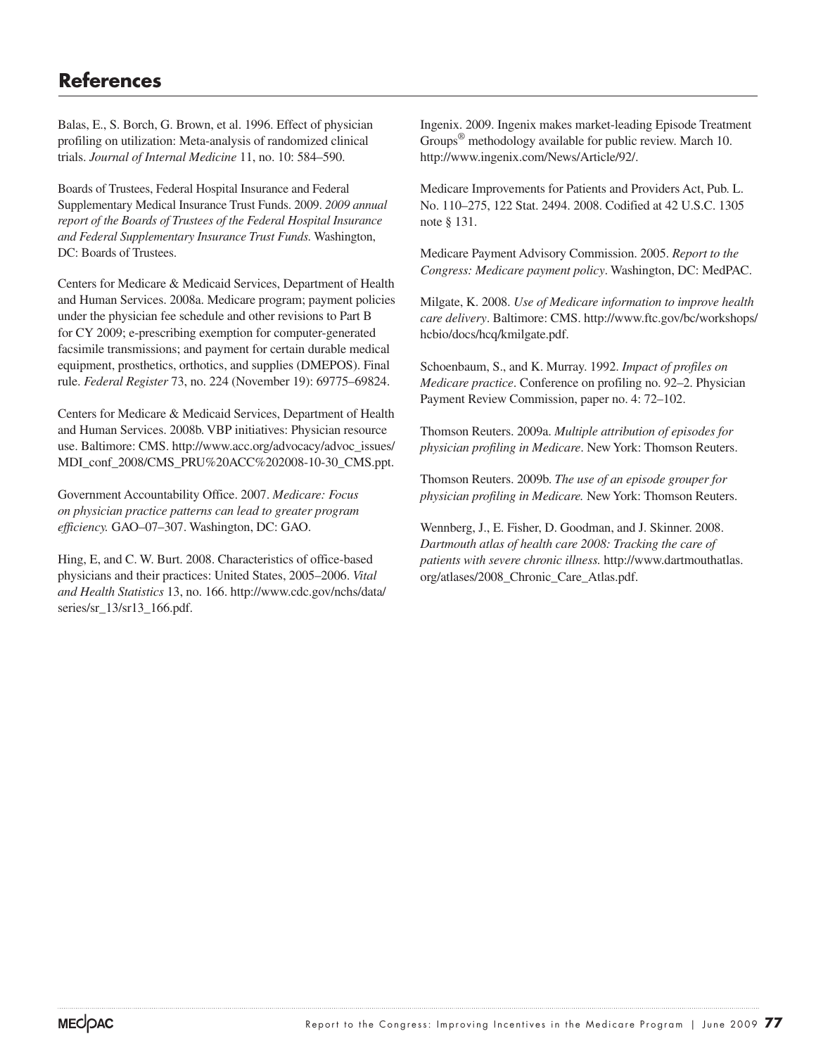## References

Balas, E., S. Borch, G. Brown, et al. 1996. Effect of physician profiling on utilization: Meta-analysis of randomized clinical trials. *Journal of Internal Medicine* 11, no. 10: 584–590.

Boards of Trustees, Federal Hospital Insurance and Federal Supplementary Medical Insurance Trust Funds. 2009. *2009 annual report of the Boards of Trustees of the Federal Hospital Insurance and Federal Supplementary Insurance Trust Funds.* Washington, DC: Boards of Trustees.

Centers for Medicare & Medicaid Services, Department of Health and Human Services. 2008a. Medicare program; payment policies under the physician fee schedule and other revisions to Part B for CY 2009; e-prescribing exemption for computer-generated facsimile transmissions; and payment for certain durable medical equipment, prosthetics, orthotics, and supplies (DMEPOS). Final rule. *Federal Register* 73, no. 224 (November 19): 69775–69824.

Centers for Medicare & Medicaid Services, Department of Health and Human Services. 2008b. VBP initiatives: Physician resource use. Baltimore: CMS. http://www.acc.org/advocacy/advoc_issues/MDI_conf_2008/CMS_PRU%20ACC%202008-10-30_CMS.ppt.

Government Accountability Office. 2007. *Medicare: Focus on physician practice patterns can lead to greater program efficiency.* GAO–07–307. Washington, DC: GAO.

Hing, E, and C. W. Burt. 2008. Characteristics of office-based physicians and their practices: United States, 2005–2006. *Vital and Health Statistics* 13, no. 166. http://www.cdc.gov/nchs/data/series/sr_13/sr13_166.pdf.

Ingenix. 2009. Ingenix makes market-leading Episode Treatment Groups® methodology available for public review. March 10. http://www.ingenix.com/News/Article/92/.

Medicare Improvements for Patients and Providers Act, Pub. L. No. 110–275, 122 Stat. 2494. 2008. Codified at 42 U.S.C. 1305 note § 131.

Medicare Payment Advisory Commission. 2005. *Report to the Congress: Medicare payment policy*. Washington, DC: MedPAC.

Milgate, K. 2008. *Use of Medicare information to improve health care delivery*. Baltimore: CMS. http://www.ftc.gov/bc/workshops/hcbio/docs/hcq/kmilgate.pdf.

Schoenbaum, S., and K. Murray. 1992. *Impact of profiles on Medicare practice*. Conference on profiling no. 92–2. Physician Payment Review Commission, paper no. 4: 72–102.

Thomson Reuters. 2009a. *Multiple attribution of episodes for physician profiling in Medicare*. New York: Thomson Reuters.

Thomson Reuters. 2009b. *The use of an episode grouper for physician profiling in Medicare.* New York: Thomson Reuters.

Wennberg, J., E. Fisher, D. Goodman, and J. Skinner. 2008. *Dartmouth atlas of health care 2008: Tracking the care of patients with severe chronic illness.* http://www.dartmouthatlas.org/atlases/2008_Chronic_Care_Atlas.pdf.